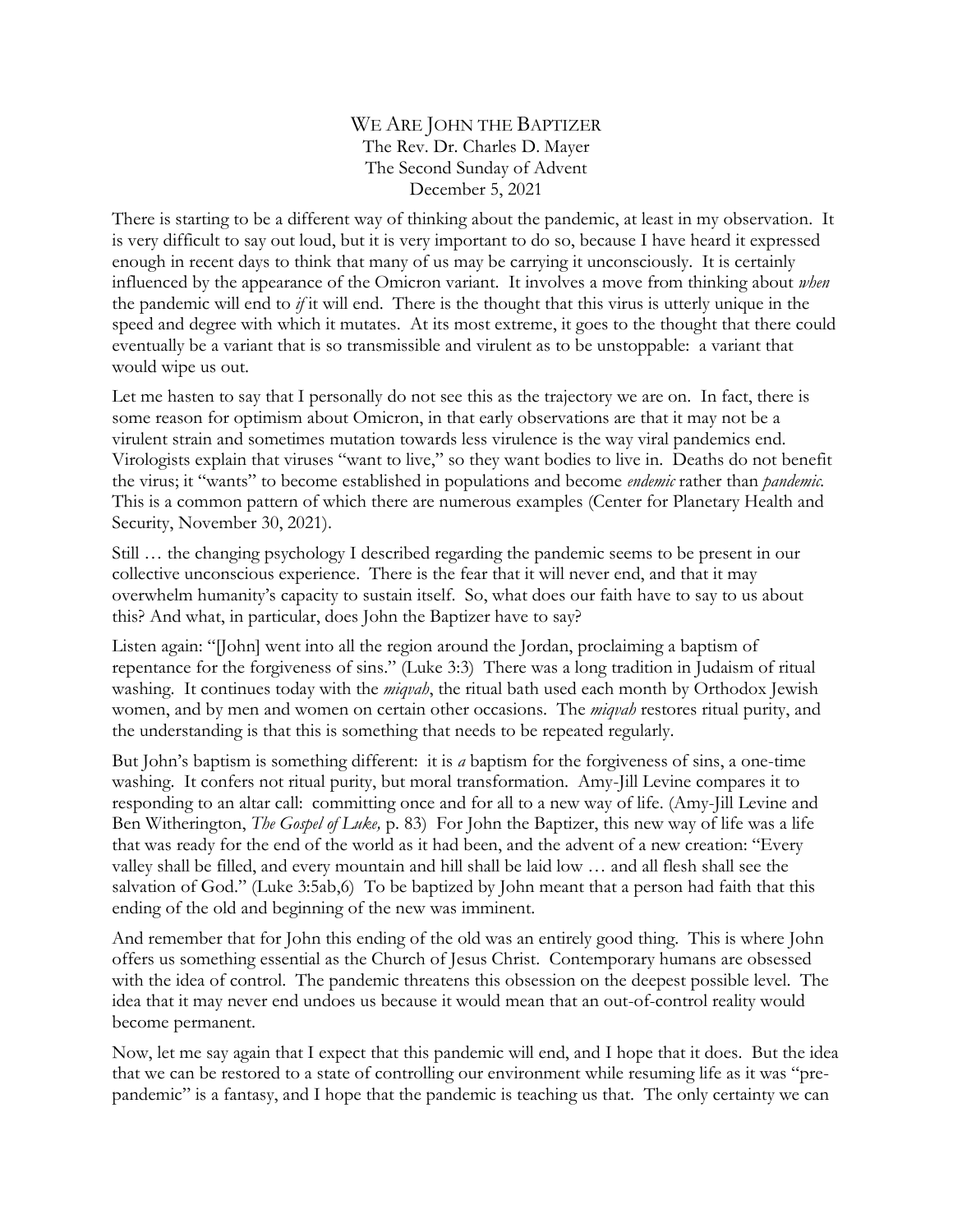# WE ARE JOHN THE BAPTIZER

The Rev. Dr. Charles D. Mayer
The Second Sunday of Advent
December 5, 2021

There is starting to be a different way of thinking about the pandemic, at least in my observation. It is very difficult to say out loud, but it is very important to do so, because I have heard it expressed enough in recent days to think that many of us may be carrying it unconsciously. It is certainly influenced by the appearance of the Omicron variant. It involves a move from thinking about *when* the pandemic will end to *if* it will end. There is the thought that this virus is utterly unique in the speed and degree with which it mutates. At its most extreme, it goes to the thought that there could eventually be a variant that is so transmissible and virulent as to be unstoppable: a variant that would wipe us out.

Let me hasten to say that I personally do not see this as the trajectory we are on. In fact, there is some reason for optimism about Omicron, in that early observations are that it may not be a virulent strain and sometimes mutation towards less virulence is the way viral pandemics end. Virologists explain that viruses "want to live," so they want bodies to live in. Deaths do not benefit the virus; it "wants" to become established in populations and become *endemic* rather than *pandemic*. This is a common pattern of which there are numerous examples (Center for Planetary Health and Security, November 30, 2021).

Still … the changing psychology I described regarding the pandemic seems to be present in our collective unconscious experience. There is the fear that it will never end, and that it may overwhelm humanity's capacity to sustain itself. So, what does our faith have to say to us about this? And what, in particular, does John the Baptizer have to say?

Listen again: "[John] went into all the region around the Jordan, proclaiming a baptism of repentance for the forgiveness of sins." (Luke 3:3) There was a long tradition in Judaism of ritual washing. It continues today with the *miqvah*, the ritual bath used each month by Orthodox Jewish women, and by men and women on certain other occasions. The *miqvah* restores ritual purity, and the understanding is that this is something that needs to be repeated regularly.

But John's baptism is something different: it is *a* baptism for the forgiveness of sins, a one-time washing. It confers not ritual purity, but moral transformation. Amy-Jill Levine compares it to responding to an altar call: committing once and for all to a new way of life. (Amy-Jill Levine and Ben Witherington, *The Gospel of Luke,* p. 83) For John the Baptizer, this new way of life was a life that was ready for the end of the world as it had been, and the advent of a new creation: "Every valley shall be filled, and every mountain and hill shall be laid low … and all flesh shall see the salvation of God." (Luke 3:5ab,6) To be baptized by John meant that a person had faith that this ending of the old and beginning of the new was imminent.

And remember that for John this ending of the old was an entirely good thing. This is where John offers us something essential as the Church of Jesus Christ. Contemporary humans are obsessed with the idea of control. The pandemic threatens this obsession on the deepest possible level. The idea that it may never end undoes us because it would mean that an out-of-control reality would become permanent.

Now, let me say again that I expect that this pandemic will end, and I hope that it does. But the idea that we can be restored to a state of controlling our environment while resuming life as it was "pre-pandemic" is a fantasy, and I hope that the pandemic is teaching us that. The only certainty we can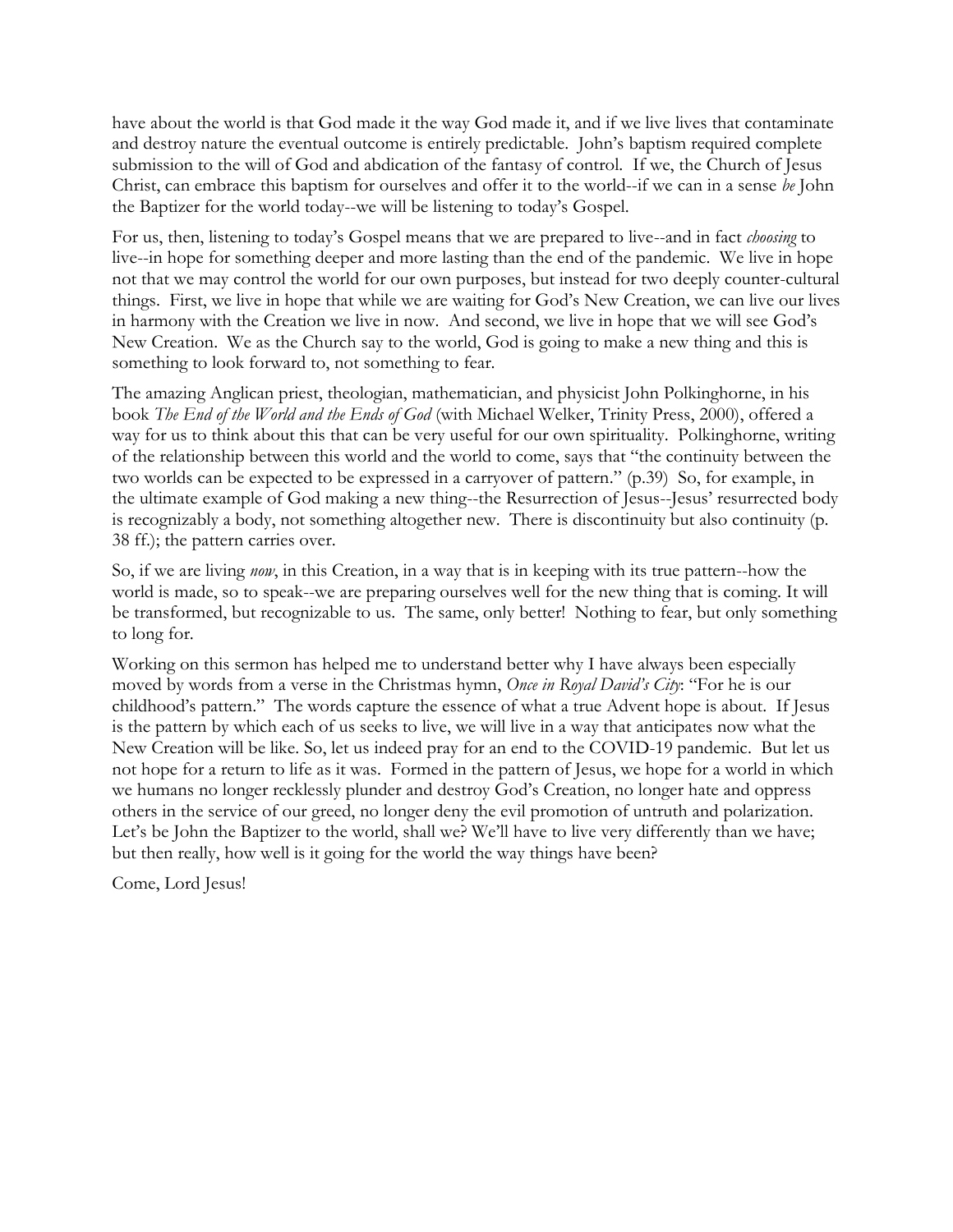have about the world is that God made it the way God made it, and if we live lives that contaminate and destroy nature the eventual outcome is entirely predictable. John's baptism required complete submission to the will of God and abdication of the fantasy of control. If we, the Church of Jesus Christ, can embrace this baptism for ourselves and offer it to the world--if we can in a sense *be* John the Baptizer for the world today--we will be listening to today's Gospel.

For us, then, listening to today's Gospel means that we are prepared to live--and in fact *choosing* to live--in hope for something deeper and more lasting than the end of the pandemic. We live in hope not that we may control the world for our own purposes, but instead for two deeply counter-cultural things. First, we live in hope that while we are waiting for God's New Creation, we can live our lives in harmony with the Creation we live in now. And second, we live in hope that we will see God's New Creation. We as the Church say to the world, God is going to make a new thing and this is something to look forward to, not something to fear.

The amazing Anglican priest, theologian, mathematician, and physicist John Polkinghorne, in his book *The End of the World and the Ends of God* (with Michael Welker, Trinity Press, 2000), offered a way for us to think about this that can be very useful for our own spirituality. Polkinghorne, writing of the relationship between this world and the world to come, says that "the continuity between the two worlds can be expected to be expressed in a carryover of pattern." (p.39) So, for example, in the ultimate example of God making a new thing--the Resurrection of Jesus--Jesus' resurrected body is recognizably a body, not something altogether new. There is discontinuity but also continuity (p. 38 ff.); the pattern carries over.

So, if we are living *now*, in this Creation, in a way that is in keeping with its true pattern--how the world is made, so to speak--we are preparing ourselves well for the new thing that is coming. It will be transformed, but recognizable to us. The same, only better! Nothing to fear, but only something to long for.

Working on this sermon has helped me to understand better why I have always been especially moved by words from a verse in the Christmas hymn, *Once in Royal David's City*: "For he is our childhood's pattern." The words capture the essence of what a true Advent hope is about. If Jesus is the pattern by which each of us seeks to live, we will live in a way that anticipates now what the New Creation will be like. So, let us indeed pray for an end to the COVID-19 pandemic. But let us not hope for a return to life as it was. Formed in the pattern of Jesus, we hope for a world in which we humans no longer recklessly plunder and destroy God's Creation, no longer hate and oppress others in the service of our greed, no longer deny the evil promotion of untruth and polarization. Let's be John the Baptizer to the world, shall we? We'll have to live very differently than we have; but then really, how well is it going for the world the way things have been?

Come, Lord Jesus!